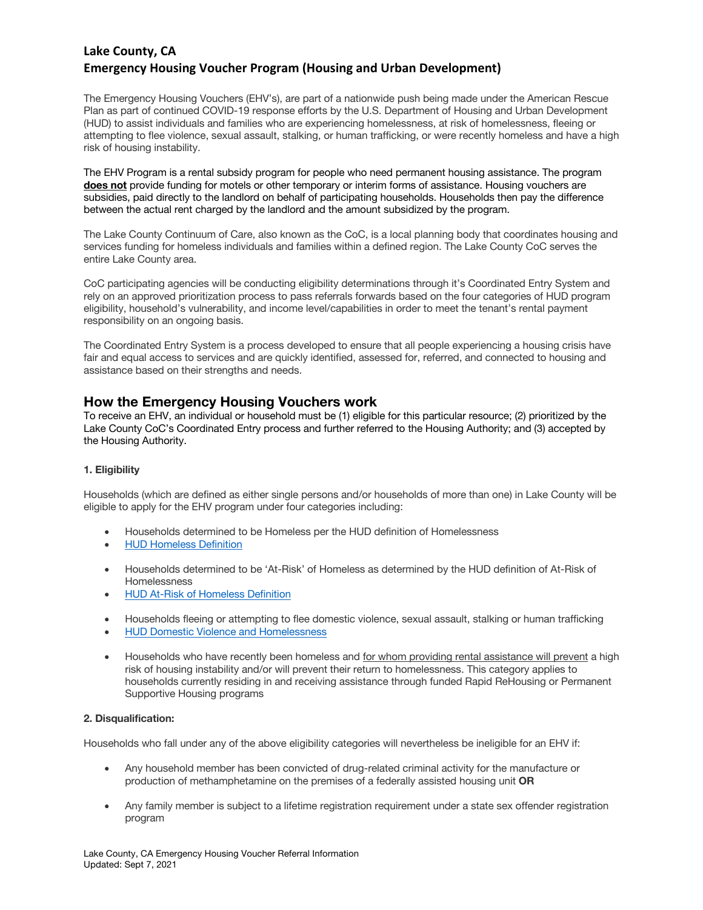# Lake County, CA
## Emergency Housing Voucher Program (Housing and Urban Development)

The Emergency Housing Vouchers (EHV's), are part of a nationwide push being made under the American Rescue Plan as part of continued COVID-19 response efforts by the U.S. Department of Housing and Urban Development (HUD) to assist individuals and families who are experiencing homelessness, at risk of homelessness, fleeing or attempting to flee violence, sexual assault, stalking, or human trafficking, or were recently homeless and have a high risk of housing instability.

The EHV Program is a rental subsidy program for people who need permanent housing assistance. The program **does not** provide funding for motels or other temporary or interim forms of assistance. Housing vouchers are subsidies, paid directly to the landlord on behalf of participating households. Households then pay the difference between the actual rent charged by the landlord and the amount subsidized by the program.

The Lake County Continuum of Care, also known as the CoC, is a local planning body that coordinates housing and services funding for homeless individuals and families within a defined region. The Lake County CoC serves the entire Lake County area.

CoC participating agencies will be conducting eligibility determinations through it's Coordinated Entry System and rely on an approved prioritization process to pass referrals forwards based on the four categories of HUD program eligibility, household's vulnerability, and income level/capabilities in order to meet the tenant's rental payment responsibility on an ongoing basis.

The Coordinated Entry System is a process developed to ensure that all people experiencing a housing crisis have fair and equal access to services and are quickly identified, assessed for, referred, and connected to housing and assistance based on their strengths and needs.

## How the Emergency Housing Vouchers work

To receive an EHV, an individual or household must be (1) eligible for this particular resource; (2) prioritized by the Lake County CoC's Coordinated Entry process and further referred to the Housing Authority; and (3) accepted by the Housing Authority.

**1. Eligibility**

Households (which are defined as either single persons and/or households of more than one) in Lake County will be eligible to apply for the EHV program under four categories including:

- Households determined to be Homeless per the HUD definition of Homelessness
- HUD Homeless Definition

- Households determined to be 'At-Risk' of Homeless as determined by the HUD definition of At-Risk of Homelessness
- HUD At-Risk of Homeless Definition

- Households fleeing or attempting to flee domestic violence, sexual assault, stalking or human trafficking
- HUD Domestic Violence and Homelessness

- Households who have recently been homeless and for whom providing rental assistance will prevent a high risk of housing instability and/or will prevent their return to homelessness. This category applies to households currently residing in and receiving assistance through funded Rapid ReHousing or Permanent Supportive Housing programs

**2. Disqualification:**

Households who fall under any of the above eligibility categories will nevertheless be ineligible for an EHV if:

- Any household member has been convicted of drug-related criminal activity for the manufacture or production of methamphetamine on the premises of a federally assisted housing unit **OR**

- Any family member is subject to a lifetime registration requirement under a state sex offender registration program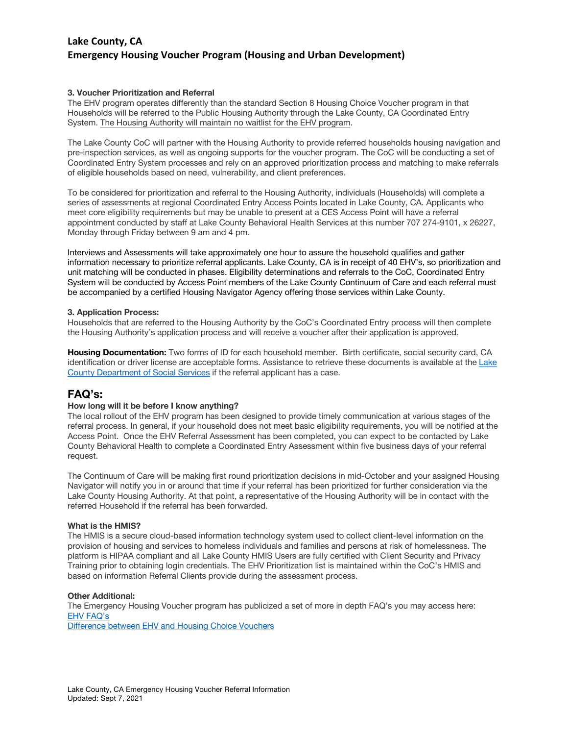## Lake County, CA
## Emergency Housing Voucher Program (Housing and Urban Development)

**3. Voucher Prioritization and Referral**

The EHV program operates differently than the standard Section 8 Housing Choice Voucher program in that Households will be referred to the Public Housing Authority through the Lake County, CA Coordinated Entry System. The Housing Authority will maintain no waitlist for the EHV program.

The Lake County CoC will partner with the Housing Authority to provide referred households housing navigation and pre-inspection services, as well as ongoing supports for the voucher program. The CoC will be conducting a set of Coordinated Entry System processes and rely on an approved prioritization process and matching to make referrals of eligible households based on need, vulnerability, and client preferences.

To be considered for prioritization and referral to the Housing Authority, individuals (Households) will complete a series of assessments at regional Coordinated Entry Access Points located in Lake County, CA. Applicants who meet core eligibility requirements but may be unable to present at a CES Access Point will have a referral appointment conducted by staff at Lake County Behavioral Health Services at this number 707 274-9101, x 26227, Monday through Friday between 9 am and 4 pm.

Interviews and Assessments will take approximately one hour to assure the household qualifies and gather information necessary to prioritize referral applicants. Lake County, CA is in receipt of 40 EHV's, so prioritization and unit matching will be conducted in phases. Eligibility determinations and referrals to the CoC, Coordinated Entry System will be conducted by Access Point members of the Lake County Continuum of Care and each referral must be accompanied by a certified Housing Navigator Agency offering those services within Lake County.

**3. Application Process:**

Households that are referred to the Housing Authority by the CoC's Coordinated Entry process will then complete the Housing Authority's application process and will receive a voucher after their application is approved.

**Housing Documentation:** Two forms of ID for each household member. Birth certificate, social security card, CA identification or driver license are acceptable forms. Assistance to retrieve these documents is available at the Lake County Department of Social Services if the referral applicant has a case.

## FAQ's:

**How long will it be before I know anything?**

The local rollout of the EHV program has been designed to provide timely communication at various stages of the referral process. In general, if your household does not meet basic eligibility requirements, you will be notified at the Access Point. Once the EHV Referral Assessment has been completed, you can expect to be contacted by Lake County Behavioral Health to complete a Coordinated Entry Assessment within five business days of your referral request.

The Continuum of Care will be making first round prioritization decisions in mid-October and your assigned Housing Navigator will notify you in or around that time if your referral has been prioritized for further consideration via the Lake County Housing Authority. At that point, a representative of the Housing Authority will be in contact with the referred Household if the referral has been forwarded.

**What is the HMIS?**

The HMIS is a secure cloud-based information technology system used to collect client-level information on the provision of housing and services to homeless individuals and families and persons at risk of homelessness. The platform is HIPAA compliant and all Lake County HMIS Users are fully certified with Client Security and Privacy Training prior to obtaining login credentials. The EHV Prioritization list is maintained within the CoC's HMIS and based on information Referral Clients provide during the assessment process.

**Other Additional:**

The Emergency Housing Voucher program has publicized a set of more in depth FAQ's you may access here:
EHV FAQ's
Difference between EHV and Housing Choice Vouchers

Lake County, CA Emergency Housing Voucher Referral Information
Updated: Sept 7, 2021